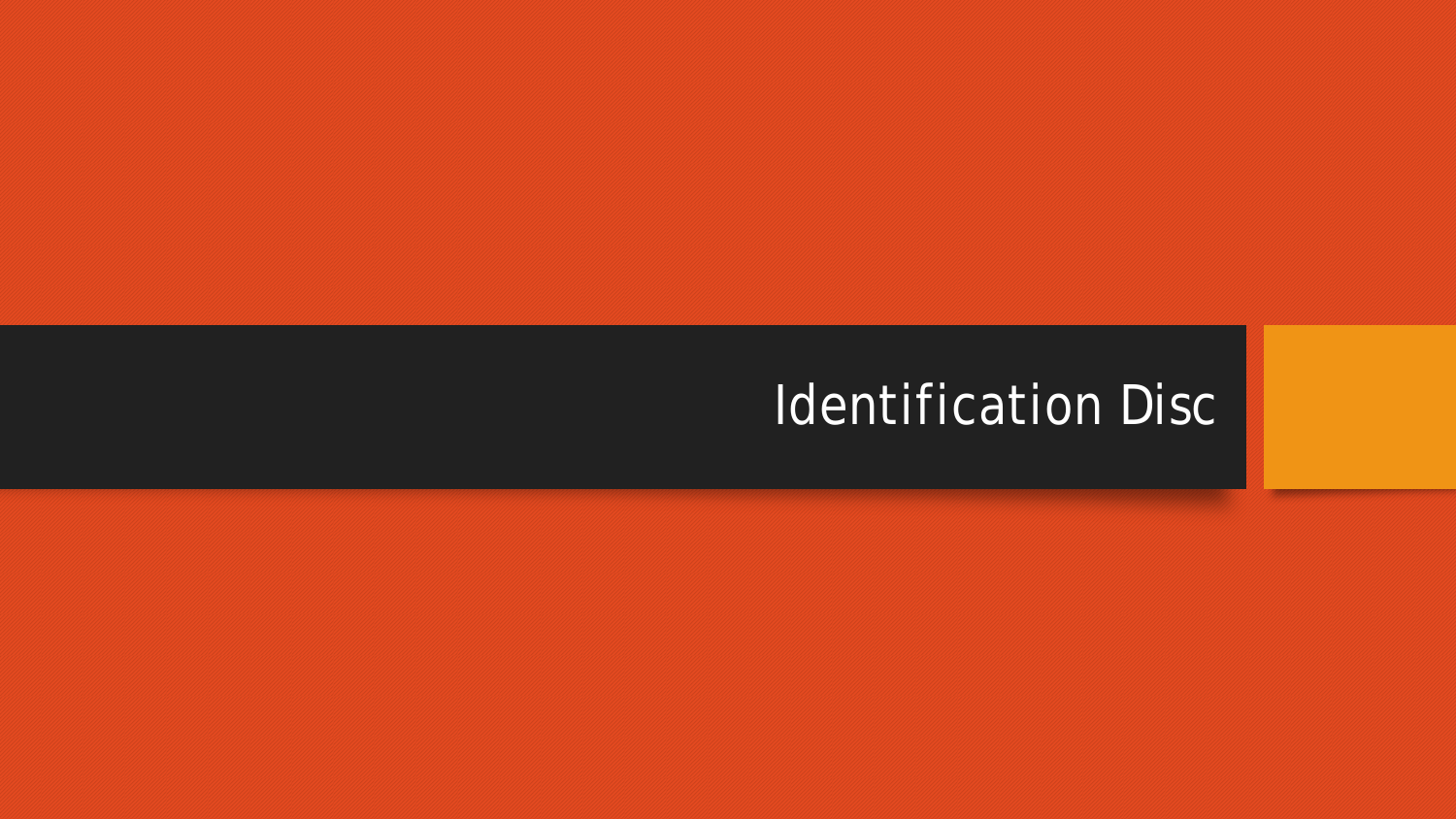# Identification Disc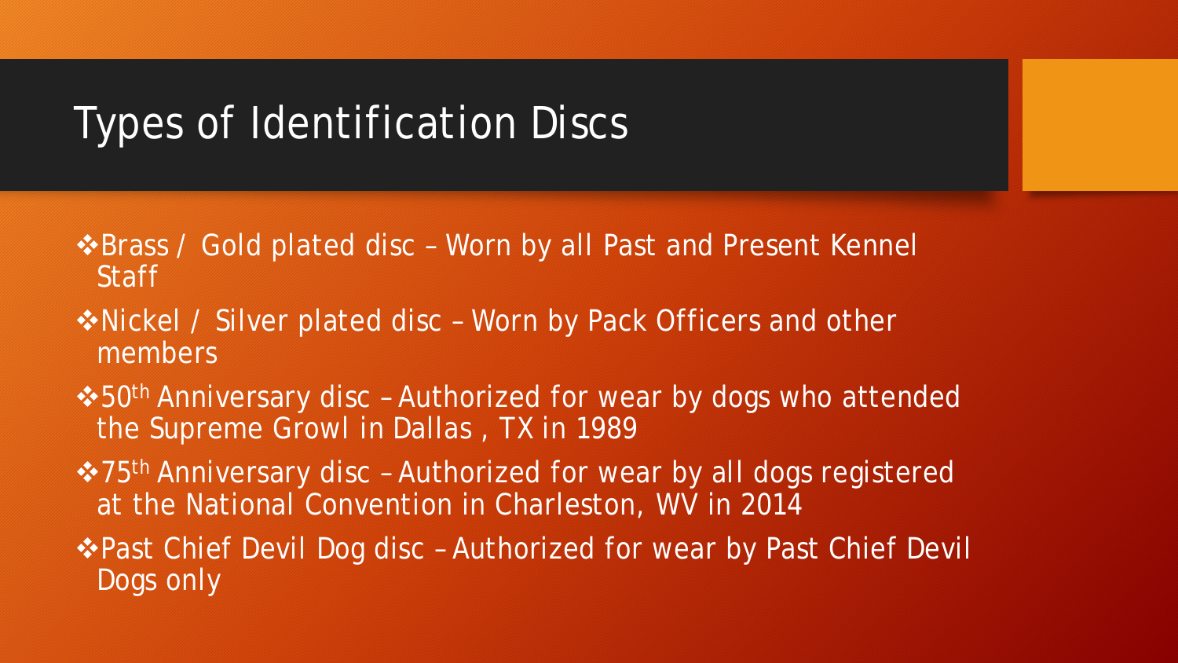# Types of Identification Discs

- Brass / Gold plated disc – Worn by all Past and Present Kennel Staff
- Nickel / Silver plated disc – Worn by Pack Officers and other members
- 50th Anniversary disc – Authorized for wear by dogs who attended the Supreme Growl in Dallas , TX in 1989
- 75th Anniversary disc – Authorized for wear by all dogs registered at the National Convention in Charleston, WV in 2014
- Past Chief Devil Dog disc – Authorized for wear by Past Chief Devil Dogs only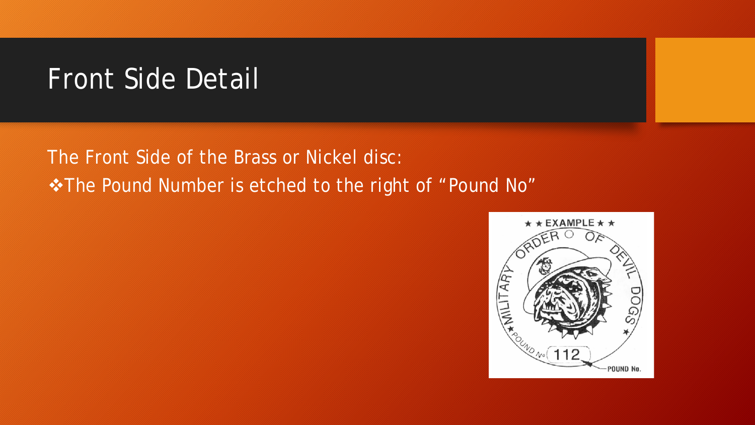# Front Side Detail

The Front Side of the Brass or Nickel disc:

- The Pound Number is etched to the right of "Pound No"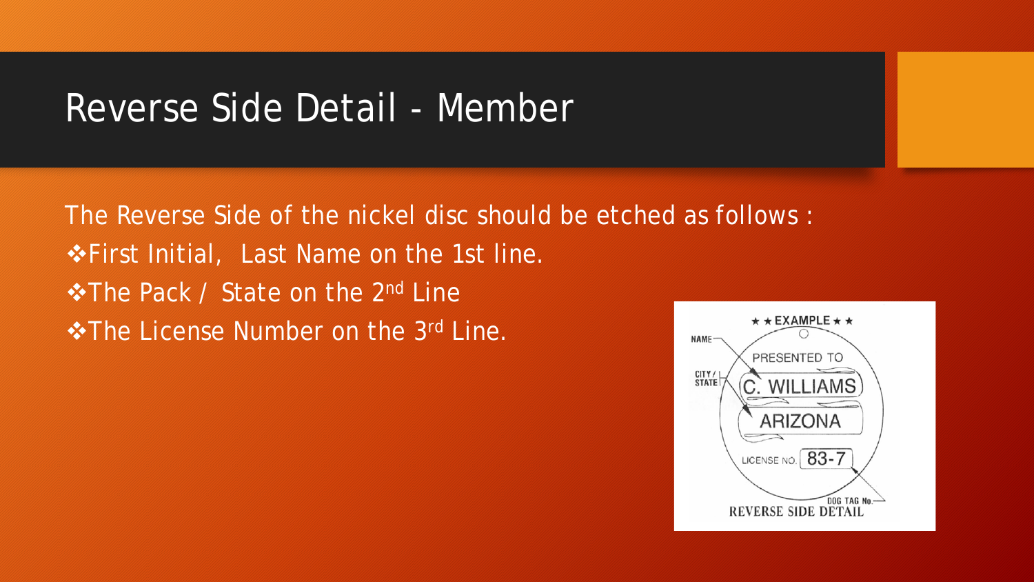# Reverse Side Detail - Member

The Reverse Side of the nickel disc should be etched as follows :

- First Initial, Last Name on the 1st line.
- The Pack / State on the 2nd Line
- The License Number on the 3rd Line.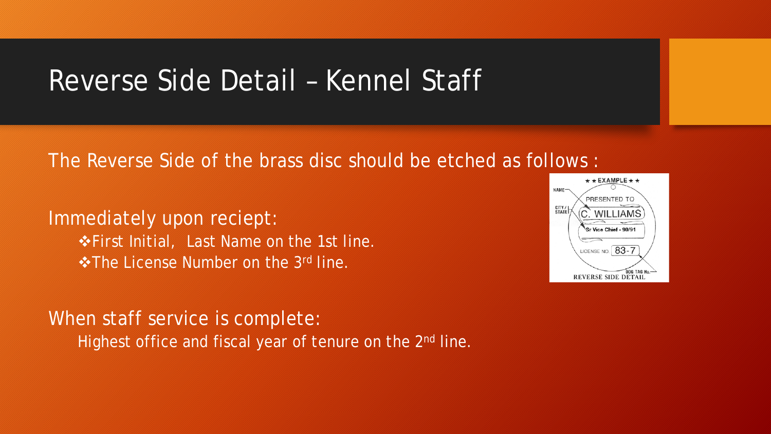# Reverse Side Detail – Kennel Staff

The Reverse Side of the brass disc should be etched as follows :

Immediately upon reciept:

- First Initial, Last Name on the 1st line.
- The License Number on the 3rd line.

When staff service is complete:

Highest office and fiscal year of tenure on the 2nd line.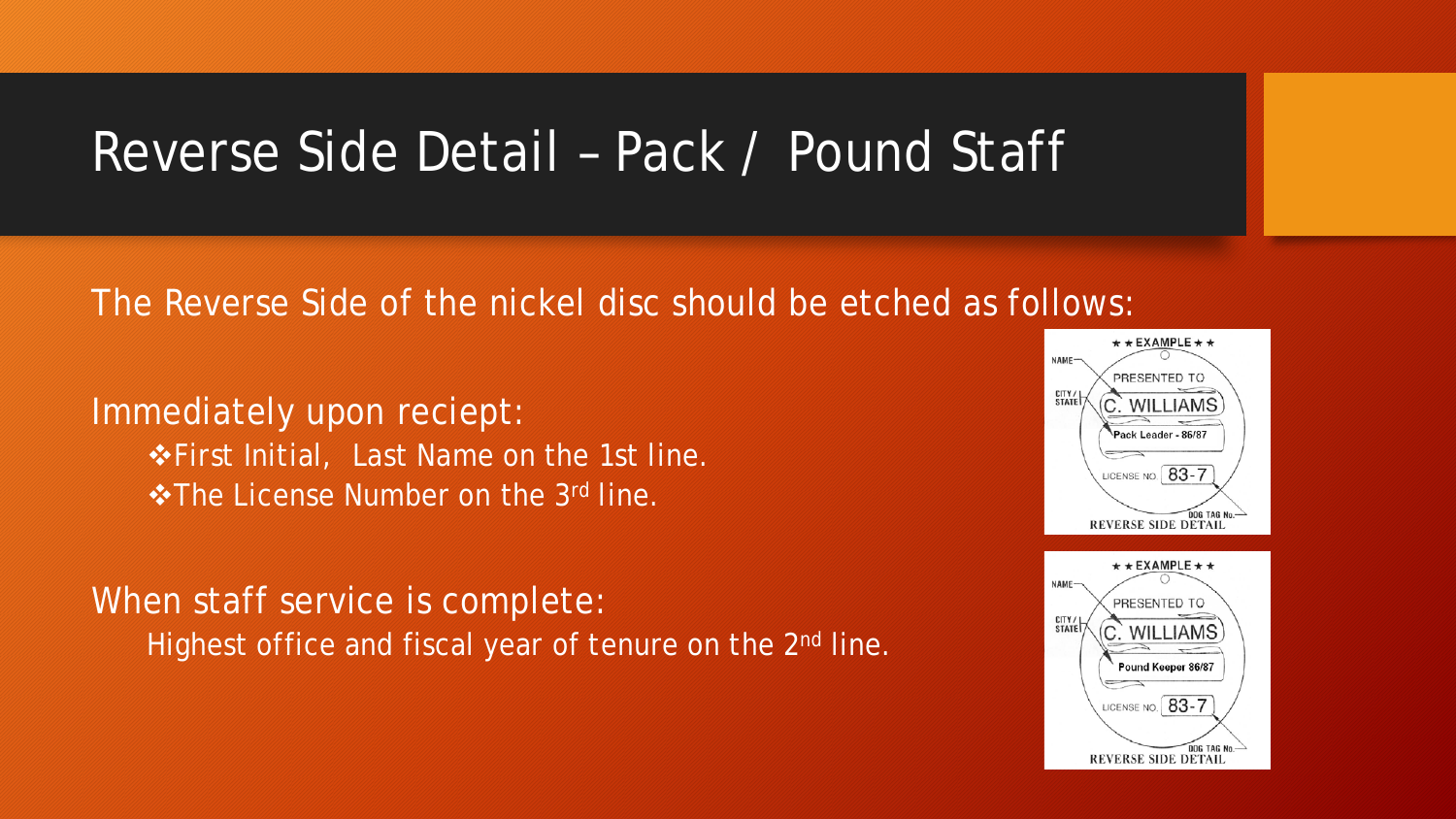# Reverse Side Detail – Pack / Pound Staff

The Reverse Side of the nickel disc should be etched as follows:

Immediately upon reciept:

- First Initial, Last Name on the 1st line.
- The License Number on the 3rd line.

When staff service is complete:

Highest office and fiscal year of tenure on the 2nd line.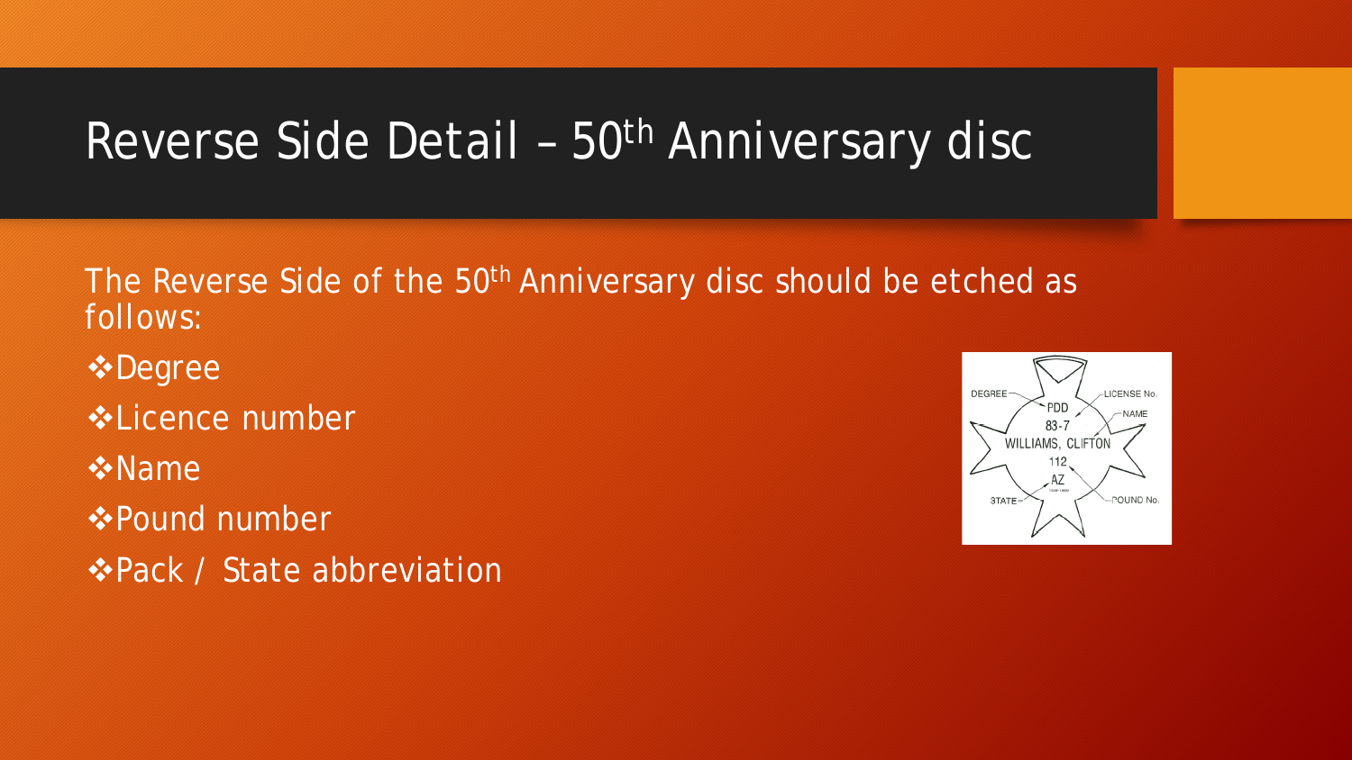# Reverse Side Detail – 50th Anniversary disc

The Reverse Side of the 50th Anniversary disc should be etched as follows:

- Degree
- Licence number
- Name
- Pound number
- Pack / State abbreviation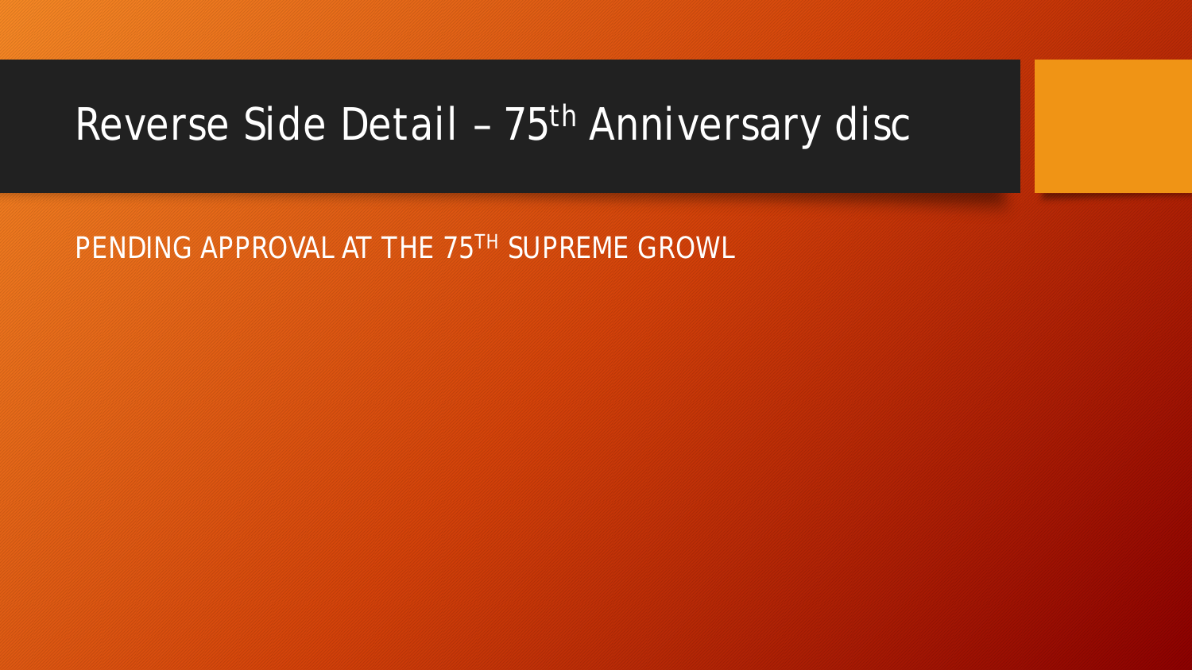# Reverse Side Detail – 75th Anniversary disc

PENDING APPROVAL AT THE 75TH SUPREME GROWL